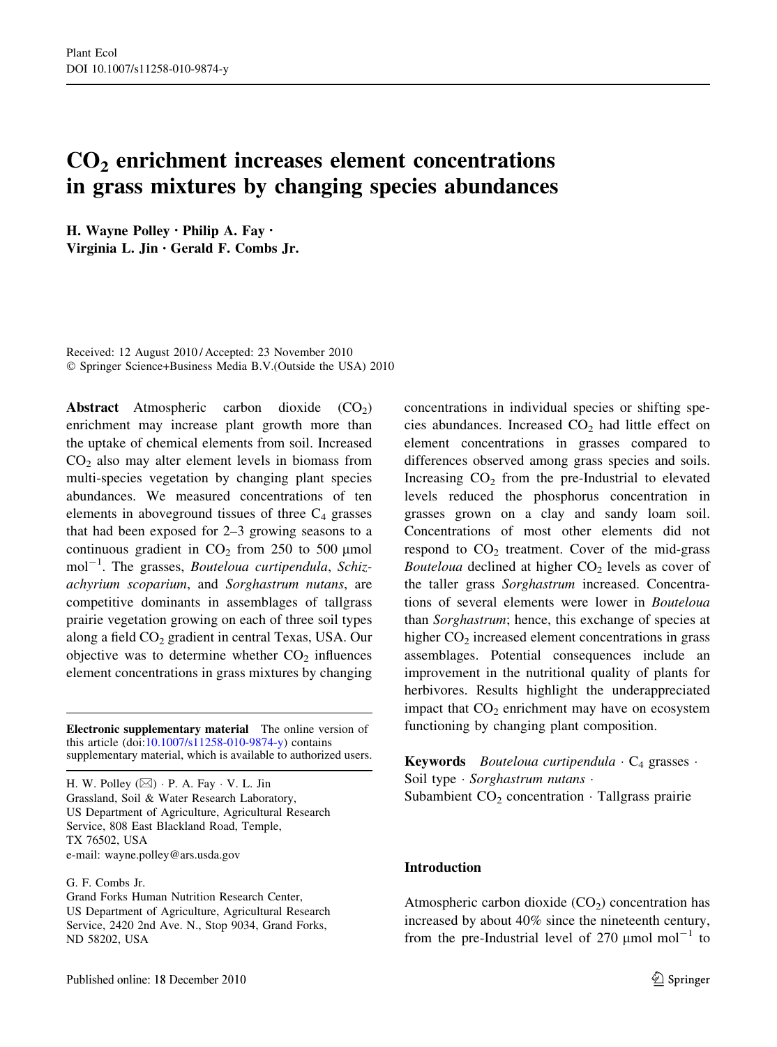# $CO_2$ enrichment increases element concentrations in grass mixtures by changing species abundances

H. Wayne Polley · Philip A. Fay · Virginia L. Jin · Gerald F. Combs Jr.

Received: 12 August 2010 / Accepted: 23 November 2010
© Springer Science+Business Media B.V.(Outside the USA) 2010

**Abstract** Atmospheric carbon dioxide ($CO_2$) enrichment may increase plant growth more than the uptake of chemical elements from soil. Increased $CO_2$ also may alter element levels in biomass from multi-species vegetation by changing plant species abundances. We measured concentrations of ten elements in aboveground tissues of three $C_4$ grasses that had been exposed for 2–3 growing seasons to a continuous gradient in $CO_2$ from 250 to 500 μmol mol$^{-1}$. The grasses, *Bouteloua curtipendula*, *Schizachyrium scoparium*, and *Sorghastrum nutans*, are competitive dominants in assemblages of tallgrass prairie vegetation growing on each of three soil types along a field $CO_2$ gradient in central Texas, USA. Our objective was to determine whether $CO_2$ influences element concentrations in grass mixtures by changing concentrations in individual species or shifting species abundances. Increased $CO_2$ had little effect on element concentrations in grasses compared to differences observed among grass species and soils. Increasing $CO_2$ from the pre-Industrial to elevated levels reduced the phosphorus concentration in grasses grown on a clay and sandy loam soil. Concentrations of most other elements did not respond to $CO_2$ treatment. Cover of the mid-grass *Bouteloua* declined at higher $CO_2$ levels as cover of the taller grass *Sorghastrum* increased. Concentrations of several elements were lower in *Bouteloua* than *Sorghastrum*; hence, this exchange of species at higher $CO_2$ increased element concentrations in grass assemblages. Potential consequences include an improvement in the nutritional quality of plants for herbivores. Results highlight the underappreciated impact that $CO_2$ enrichment may have on ecosystem functioning by changing plant composition.

**Keywords** *Bouteloua curtipendula* · $C_4$ grasses · Soil type · *Sorghastrum nutans* · Subambient $CO_2$ concentration · Tallgrass prairie

**Electronic supplementary material** The online version of this article (doi:10.1007/s11258-010-9874-y) contains supplementary material, which is available to authorized users.

H. W. Polley (✉) · P. A. Fay · V. L. Jin
Grassland, Soil & Water Research Laboratory, US Department of Agriculture, Agricultural Research Service, 808 East Blackland Road, Temple, TX 76502, USA
e-mail: wayne.polley@ars.usda.gov

G. F. Combs Jr.
Grand Forks Human Nutrition Research Center, US Department of Agriculture, Agricultural Research Service, 2420 2nd Ave. N., Stop 9034, Grand Forks, ND 58202, USA

Published online: 18 December 2010

## Introduction

Atmospheric carbon dioxide ($CO_2$) concentration has increased by about 40% since the nineteenth century, from the pre-Industrial level of 270 μmol mol$^{-1}$ to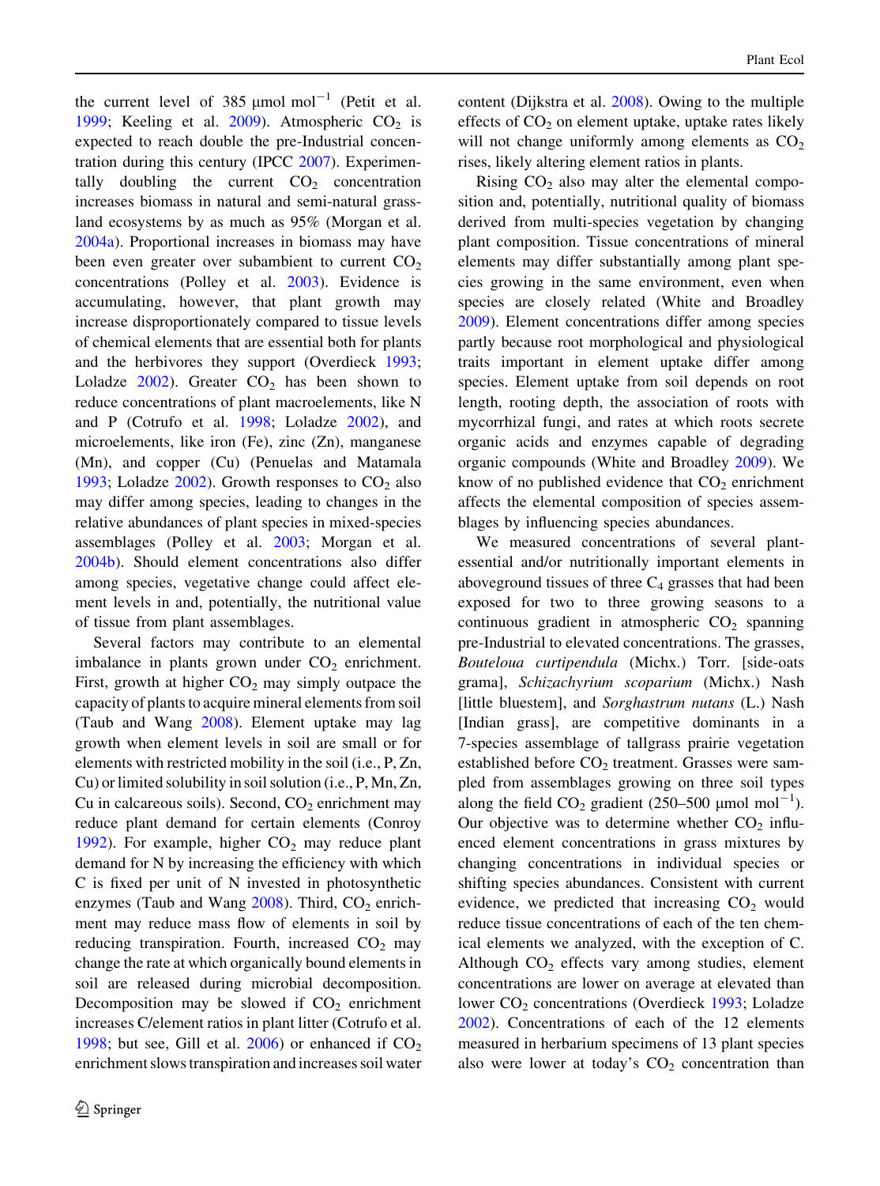the current level of 385 μmol mol$^{-1}$ (Petit et al. 1999; Keeling et al. 2009). Atmospheric $CO_2$ is expected to reach double the pre-Industrial concentration during this century (IPCC 2007). Experimentally doubling the current $CO_2$ concentration increases biomass in natural and semi-natural grassland ecosystems by as much as 95% (Morgan et al. 2004a). Proportional increases in biomass may have been even greater over subambient to current $CO_2$ concentrations (Polley et al. 2003). Evidence is accumulating, however, that plant growth may increase disproportionately compared to tissue levels of chemical elements that are essential both for plants and the herbivores they support (Overdieck 1993; Loladze 2002). Greater $CO_2$ has been shown to reduce concentrations of plant macroelements, like N and P (Cotrufo et al. 1998; Loladze 2002), and microelements, like iron (Fe), zinc (Zn), manganese (Mn), and copper (Cu) (Penuelas and Matamala 1993; Loladze 2002). Growth responses to $CO_2$ also may differ among species, leading to changes in the relative abundances of plant species in mixed-species assemblages (Polley et al. 2003; Morgan et al. 2004b). Should element concentrations also differ among species, vegetative change could affect element levels in and, potentially, the nutritional value of tissue from plant assemblages.

Several factors may contribute to an elemental imbalance in plants grown under $CO_2$ enrichment. First, growth at higher $CO_2$ may simply outpace the capacity of plants to acquire mineral elements from soil (Taub and Wang 2008). Element uptake may lag growth when element levels in soil are small or for elements with restricted mobility in the soil (i.e., P, Zn, Cu) or limited solubility in soil solution (i.e., P, Mn, Zn, Cu in calcareous soils). Second, $CO_2$ enrichment may reduce plant demand for certain elements (Conroy 1992). For example, higher $CO_2$ may reduce plant demand for N by increasing the efficiency with which C is fixed per unit of N invested in photosynthetic enzymes (Taub and Wang 2008). Third, $CO_2$ enrichment may reduce mass flow of elements in soil by reducing transpiration. Fourth, increased $CO_2$ may change the rate at which organically bound elements in soil are released during microbial decomposition. Decomposition may be slowed if $CO_2$ enrichment increases C/element ratios in plant litter (Cotrufo et al. 1998; but see, Gill et al. 2006) or enhanced if $CO_2$ enrichment slows transpiration and increases soil water content (Dijkstra et al. 2008). Owing to the multiple effects of $CO_2$ on element uptake, uptake rates likely will not change uniformly among elements as $CO_2$ rises, likely altering element ratios in plants.

Rising $CO_2$ also may alter the elemental composition and, potentially, nutritional quality of biomass derived from multi-species vegetation by changing plant composition. Tissue concentrations of mineral elements may differ substantially among plant species growing in the same environment, even when species are closely related (White and Broadley 2009). Element concentrations differ among species partly because root morphological and physiological traits important in element uptake differ among species. Element uptake from soil depends on root length, rooting depth, the association of roots with mycorrhizal fungi, and rates at which roots secrete organic acids and enzymes capable of degrading organic compounds (White and Broadley 2009). We know of no published evidence that $CO_2$ enrichment affects the elemental composition of species assemblages by influencing species abundances.

We measured concentrations of several plant-essential and/or nutritionally important elements in aboveground tissues of three $C_4$ grasses that had been exposed for two to three growing seasons to a continuous gradient in atmospheric $CO_2$ spanning pre-Industrial to elevated concentrations. The grasses, *Bouteloua curtipendula* (Michx.) Torr. [side-oats grama], *Schizachyrium scoparium* (Michx.) Nash [little bluestem], and *Sorghastrum nutans* (L.) Nash [Indian grass], are competitive dominants in a 7-species assemblage of tallgrass prairie vegetation established before $CO_2$ treatment. Grasses were sampled from assemblages growing on three soil types along the field $CO_2$ gradient (250–500 μmol mol$^{-1}$). Our objective was to determine whether $CO_2$ influenced element concentrations in grass mixtures by changing concentrations in individual species or shifting species abundances. Consistent with current evidence, we predicted that increasing $CO_2$ would reduce tissue concentrations of each of the ten chemical elements we analyzed, with the exception of C. Although $CO_2$ effects vary among studies, element concentrations are lower on average at elevated than lower $CO_2$ concentrations (Overdieck 1993; Loladze 2002). Concentrations of each of the 12 elements measured in herbarium specimens of 13 plant species also were lower at today's $CO_2$ concentration than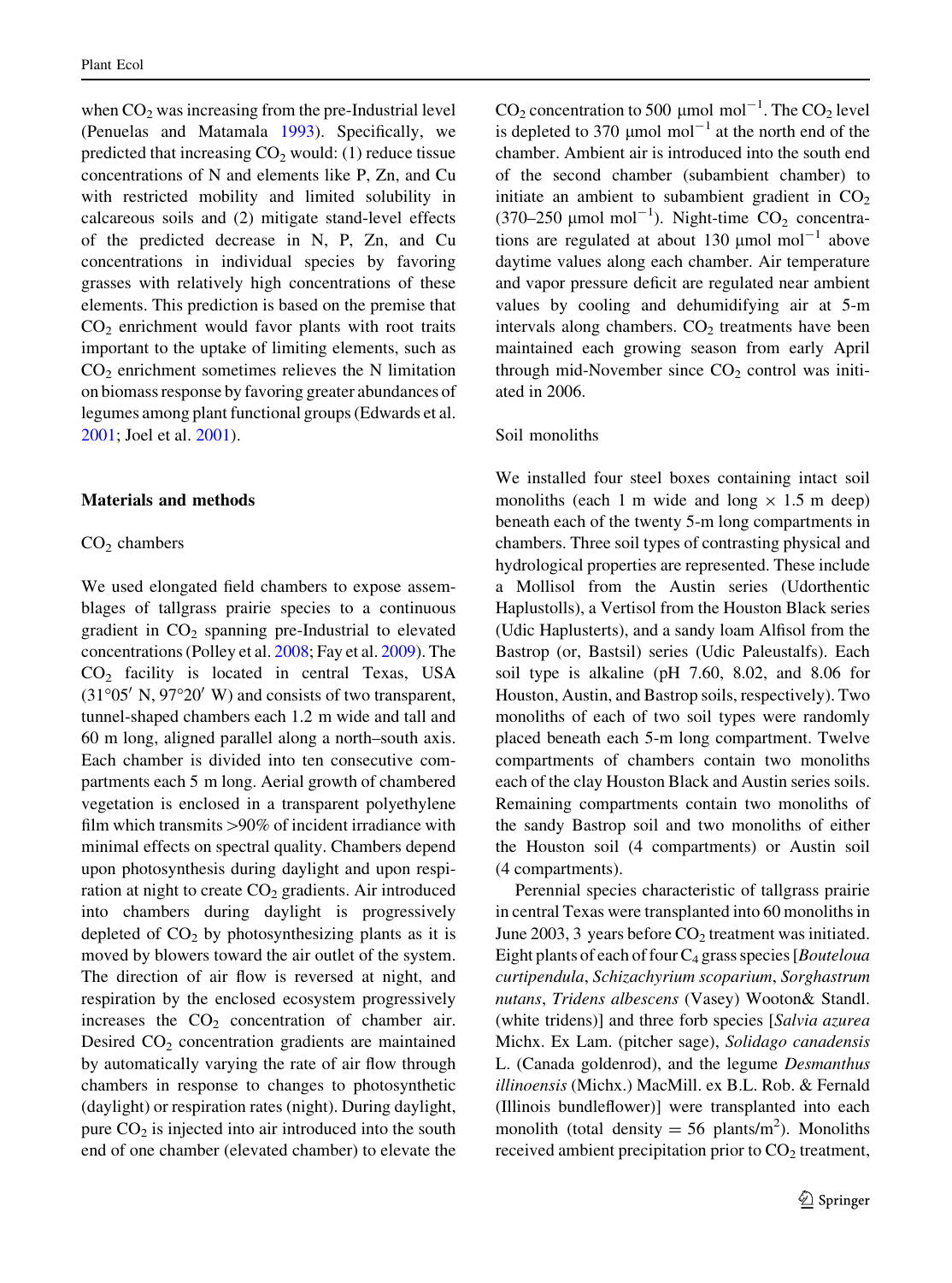when $CO_2$ was increasing from the pre-Industrial level (Penuelas and Matamala 1993). Specifically, we predicted that increasing $CO_2$ would: (1) reduce tissue concentrations of N and elements like P, Zn, and Cu with restricted mobility and limited solubility in calcareous soils and (2) mitigate stand-level effects of the predicted decrease in N, P, Zn, and Cu concentrations in individual species by favoring grasses with relatively high concentrations of these elements. This prediction is based on the premise that $CO_2$ enrichment would favor plants with root traits important to the uptake of limiting elements, such as $CO_2$ enrichment sometimes relieves the N limitation on biomass response by favoring greater abundances of legumes among plant functional groups (Edwards et al. 2001; Joel et al. 2001).

## Materials and methods

### $CO_2$ chambers

We used elongated field chambers to expose assemblages of tallgrass prairie species to a continuous gradient in $CO_2$ spanning pre-Industrial to elevated concentrations (Polley et al. 2008; Fay et al. 2009). The $CO_2$ facility is located in central Texas, USA (31°05′ N, 97°20′ W) and consists of two transparent, tunnel-shaped chambers each 1.2 m wide and tall and 60 m long, aligned parallel along a north–south axis. Each chamber is divided into ten consecutive compartments each 5 m long. Aerial growth of chambered vegetation is enclosed in a transparent polyethylene film which transmits >90% of incident irradiance with minimal effects on spectral quality. Chambers depend upon photosynthesis during daylight and upon respiration at night to create $CO_2$ gradients. Air introduced into chambers during daylight is progressively depleted of $CO_2$ by photosynthesizing plants as it is moved by blowers toward the air outlet of the system. The direction of air flow is reversed at night, and respiration by the enclosed ecosystem progressively increases the $CO_2$ concentration of chamber air. Desired $CO_2$ concentration gradients are maintained by automatically varying the rate of air flow through chambers in response to changes to photosynthetic (daylight) or respiration rates (night). During daylight, pure $CO_2$ is injected into air introduced into the south end of one chamber (elevated chamber) to elevate the $CO_2$ concentration to 500 μmol mol$^{-1}$. The $CO_2$ level is depleted to 370 μmol mol$^{-1}$ at the north end of the chamber. Ambient air is introduced into the south end of the second chamber (subambient chamber) to initiate an ambient to subambient gradient in $CO_2$ (370–250 μmol mol$^{-1}$). Night-time $CO_2$ concentrations are regulated at about 130 μmol mol$^{-1}$ above daytime values along each chamber. Air temperature and vapor pressure deficit are regulated near ambient values by cooling and dehumidifying air at 5-m intervals along chambers. $CO_2$ treatments have been maintained each growing season from early April through mid-November since $CO_2$ control was initiated in 2006.

### Soil monoliths

We installed four steel boxes containing intact soil monoliths (each 1 m wide and long × 1.5 m deep) beneath each of the twenty 5-m long compartments in chambers. Three soil types of contrasting physical and hydrological properties are represented. These include a Mollisol from the Austin series (Udorthentic Haplustolls), a Vertisol from the Houston Black series (Udic Haplusterts), and a sandy loam Alfisol from the Bastrop (or, Bastsil) series (Udic Paleustalfs). Each soil type is alkaline (pH 7.60, 8.02, and 8.06 for Houston, Austin, and Bastrop soils, respectively). Two monoliths of each of two soil types were randomly placed beneath each 5-m long compartment. Twelve compartments of chambers contain two monoliths each of the clay Houston Black and Austin series soils. Remaining compartments contain two monoliths of the sandy Bastrop soil and two monoliths of either the Houston soil (4 compartments) or Austin soil (4 compartments).

Perennial species characteristic of tallgrass prairie in central Texas were transplanted into 60 monoliths in June 2003, 3 years before $CO_2$ treatment was initiated. Eight plants of each of four $C_4$ grass species [*Bouteloua curtipendula*, *Schizachyrium scoparium*, *Sorghastrum nutans*, *Tridens albescens* (Vasey) Wooton& Standl. (white tridens)] and three forb species [*Salvia azurea* Michx. Ex Lam. (pitcher sage), *Solidago canadensis* L. (Canada goldenrod), and the legume *Desmanthus illinoensis* (Michx.) MacMill. ex B.L. Rob. & Fernald (Illinois bundleflower)] were transplanted into each monolith (total density = 56 plants/m$^2$). Monoliths received ambient precipitation prior to $CO_2$ treatment,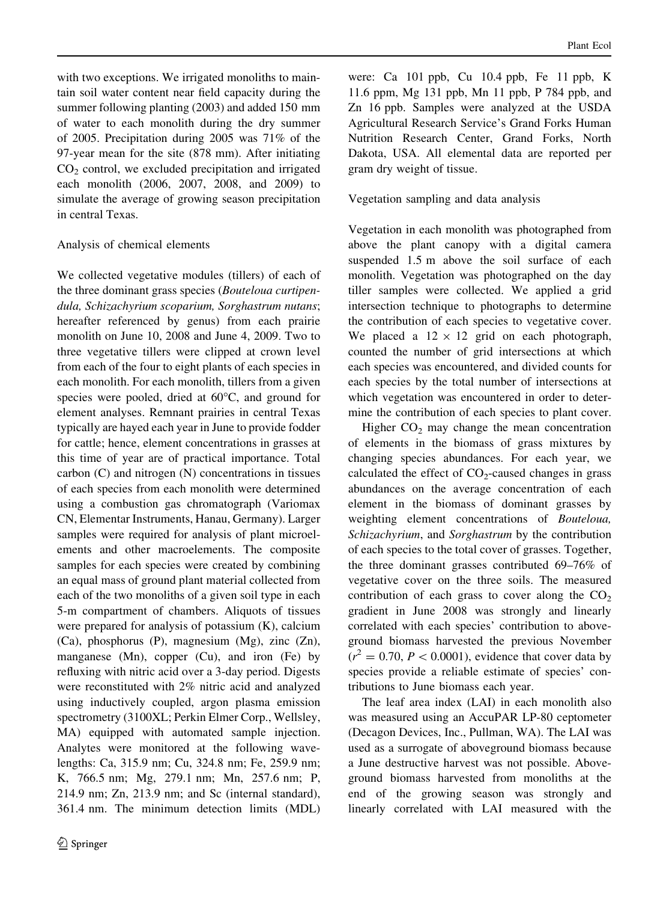with two exceptions. We irrigated monoliths to maintain soil water content near field capacity during the summer following planting (2003) and added 150 mm of water to each monolith during the dry summer of 2005. Precipitation during 2005 was 71% of the 97-year mean for the site (878 mm). After initiating $CO_2$ control, we excluded precipitation and irrigated each monolith (2006, 2007, 2008, and 2009) to simulate the average of growing season precipitation in central Texas.

### Analysis of chemical elements

We collected vegetative modules (tillers) of each of the three dominant grass species (*Bouteloua curtipendula, Schizachyrium scoparium, Sorghastrum nutans*; hereafter referenced by genus) from each prairie monolith on June 10, 2008 and June 4, 2009. Two to three vegetative tillers were clipped at crown level from each of the four to eight plants of each species in each monolith. For each monolith, tillers from a given species were pooled, dried at 60°C, and ground for element analyses. Remnant prairies in central Texas typically are hayed each year in June to provide fodder for cattle; hence, element concentrations in grasses at this time of year are of practical importance. Total carbon (C) and nitrogen (N) concentrations in tissues of each species from each monolith were determined using a combustion gas chromatograph (Variomax CN, Elementar Instruments, Hanau, Germany). Larger samples were required for analysis of plant microelements and other macroelements. The composite samples for each species were created by combining an equal mass of ground plant material collected from each of the two monoliths of a given soil type in each 5-m compartment of chambers. Aliquots of tissues were prepared for analysis of potassium (K), calcium (Ca), phosphorus (P), magnesium (Mg), zinc (Zn), manganese (Mn), copper (Cu), and iron (Fe) by refluxing with nitric acid over a 3-day period. Digests were reconstituted with 2% nitric acid and analyzed using inductively coupled, argon plasma emission spectrometry (3100XL; Perkin Elmer Corp., Wellsley, MA) equipped with automated sample injection. Analytes were monitored at the following wavelengths: Ca, 315.9 nm; Cu, 324.8 nm; Fe, 259.9 nm; K, 766.5 nm; Mg, 279.1 nm; Mn, 257.6 nm; P, 214.9 nm; Zn, 213.9 nm; and Sc (internal standard), 361.4 nm. The minimum detection limits (MDL) were: Ca 101 ppb, Cu 10.4 ppb, Fe 11 ppb, K 11.6 ppm, Mg 131 ppb, Mn 11 ppb, P 784 ppb, and Zn 16 ppb. Samples were analyzed at the USDA Agricultural Research Service's Grand Forks Human Nutrition Research Center, Grand Forks, North Dakota, USA. All elemental data are reported per gram dry weight of tissue.

### Vegetation sampling and data analysis

Vegetation in each monolith was photographed from above the plant canopy with a digital camera suspended 1.5 m above the soil surface of each monolith. Vegetation was photographed on the day tiller samples were collected. We applied a grid intersection technique to photographs to determine the contribution of each species to vegetative cover. We placed a $12 \times 12$ grid on each photograph, counted the number of grid intersections at which each species was encountered, and divided counts for each species by the total number of intersections at which vegetation was encountered in order to determine the contribution of each species to plant cover.

Higher $CO_2$ may change the mean concentration of elements in the biomass of grass mixtures by changing species abundances. For each year, we calculated the effect of $CO_2$-caused changes in grass abundances on the average concentration of each element in the biomass of dominant grasses by weighting element concentrations of *Bouteloua, Schizachyrium*, and *Sorghastrum* by the contribution of each species to the total cover of grasses. Together, the three dominant grasses contributed 69–76% of vegetative cover on the three soils. The measured contribution of each grass to cover along the $CO_2$ gradient in June 2008 was strongly and linearly correlated with each species' contribution to aboveground biomass harvested the previous November ($r^2 = 0.70$, $P < 0.0001$), evidence that cover data by species provide a reliable estimate of species' contributions to June biomass each year.

The leaf area index (LAI) in each monolith also was measured using an AccuPAR LP-80 ceptometer (Decagon Devices, Inc., Pullman, WA). The LAI was used as a surrogate of aboveground biomass because a June destructive harvest was not possible. Aboveground biomass harvested from monoliths at the end of the growing season was strongly and linearly correlated with LAI measured with the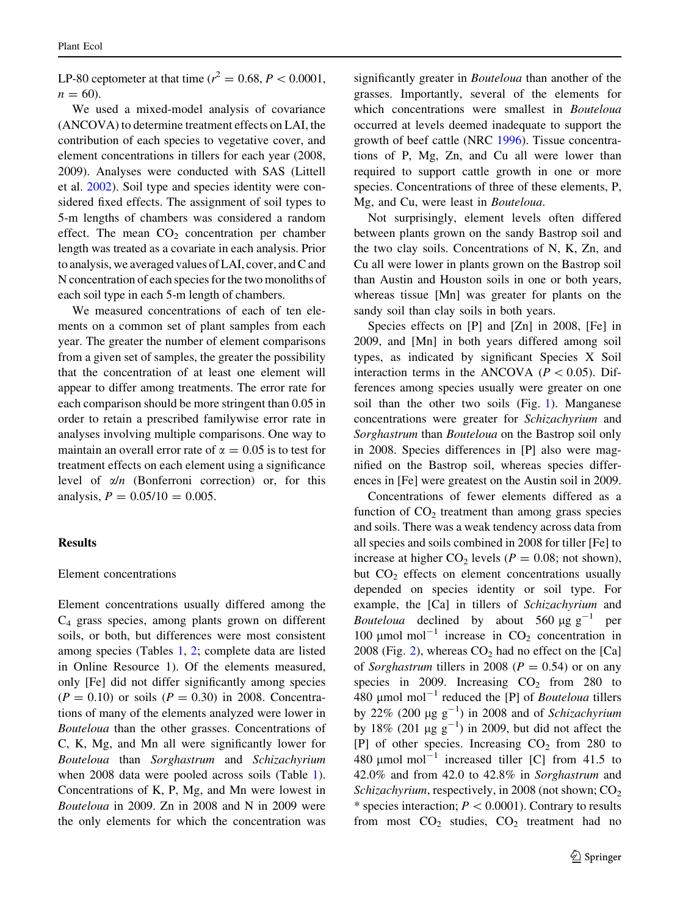LP-80 ceptometer at that time ($r^2 = 0.68$, $P < 0.0001$, $n = 60$).

We used a mixed-model analysis of covariance (ANCOVA) to determine treatment effects on LAI, the contribution of each species to vegetative cover, and element concentrations in tillers for each year (2008, 2009). Analyses were conducted with SAS (Littell et al. 2002). Soil type and species identity were considered fixed effects. The assignment of soil types to 5-m lengths of chambers was considered a random effect. The mean $CO_2$ concentration per chamber length was treated as a covariate in each analysis. Prior to analysis, we averaged values of LAI, cover, and C and N concentration of each species for the two monoliths of each soil type in each 5-m length of chambers.

We measured concentrations of each of ten elements on a common set of plant samples from each year. The greater the number of element comparisons from a given set of samples, the greater the possibility that the concentration of at least one element will appear to differ among treatments. The error rate for each comparison should be more stringent than 0.05 in order to retain a prescribed familywise error rate in analyses involving multiple comparisons. One way to maintain an overall error rate of $\alpha = 0.05$ is to test for treatment effects on each element using a significance level of $\alpha/n$ (Bonferroni correction) or, for this analysis, $P = 0.05/10 = 0.005$.

## Results

### Element concentrations

Element concentrations usually differed among the $C_4$ grass species, among plants grown on different soils, or both, but differences were most consistent among species (Tables 1, 2; complete data are listed in Online Resource 1). Of the elements measured, only [Fe] did not differ significantly among species ($P = 0.10$) or soils ($P = 0.30$) in 2008. Concentrations of many of the elements analyzed were lower in *Bouteloua* than the other grasses. Concentrations of C, K, Mg, and Mn all were significantly lower for *Bouteloua* than *Sorghastrum* and *Schizachyrium* when 2008 data were pooled across soils (Table 1). Concentrations of K, P, Mg, and Mn were lowest in *Bouteloua* in 2009. Zn in 2008 and N in 2009 were the only elements for which the concentration was significantly greater in *Bouteloua* than another of the grasses. Importantly, several of the elements for which concentrations were smallest in *Bouteloua* occurred at levels deemed inadequate to support the growth of beef cattle (NRC 1996). Tissue concentrations of P, Mg, Zn, and Cu all were lower than required to support cattle growth in one or more species. Concentrations of three of these elements, P, Mg, and Cu, were least in *Bouteloua*.

Not surprisingly, element levels often differed between plants grown on the sandy Bastrop soil and the two clay soils. Concentrations of N, K, Zn, and Cu all were lower in plants grown on the Bastrop soil than Austin and Houston soils in one or both years, whereas tissue [Mn] was greater for plants on the sandy soil than clay soils in both years.

Species effects on [P] and [Zn] in 2008, [Fe] in 2009, and [Mn] in both years differed among soil types, as indicated by significant Species X Soil interaction terms in the ANCOVA ($P < 0.05$). Differences among species usually were greater on one soil than the other two soils (Fig. 1). Manganese concentrations were greater for *Schizachyrium* and *Sorghastrum* than *Bouteloua* on the Bastrop soil only in 2008. Species differences in [P] also were magnified on the Bastrop soil, whereas species differences in [Fe] were greatest on the Austin soil in 2009.

Concentrations of fewer elements differed as a function of $CO_2$ treatment than among grass species and soils. There was a weak tendency across data from all species and soils combined in 2008 for tiller [Fe] to increase at higher $CO_2$ levels ($P = 0.08$; not shown), but $CO_2$ effects on element concentrations usually depended on species identity or soil type. For example, the [Ca] in tillers of *Schizachyrium* and *Bouteloua* declined by about 560 $\mu g\ g^{-1}$ per 100 $\mu mol\ mol^{-1}$ increase in $CO_2$ concentration in 2008 (Fig. 2), whereas $CO_2$ had no effect on the [Ca] of *Sorghastrum* tillers in 2008 ($P = 0.54$) or on any species in 2009. Increasing $CO_2$ from 280 to 480 $\mu mol\ mol^{-1}$ reduced the [P] of *Bouteloua* tillers by 22% (200 $\mu g\ g^{-1}$) in 2008 and of *Schizachyrium* by 18% (201 $\mu g\ g^{-1}$) in 2009, but did not affect the [P] of other species. Increasing $CO_2$ from 280 to 480 $\mu mol\ mol^{-1}$ increased tiller [C] from 41.5 to 42.0% and from 42.0 to 42.8% in *Sorghastrum* and *Schizachyrium*, respectively, in 2008 (not shown; $CO_2$ * species interaction; $P < 0.0001$). Contrary to results from most $CO_2$ studies, $CO_2$ treatment had no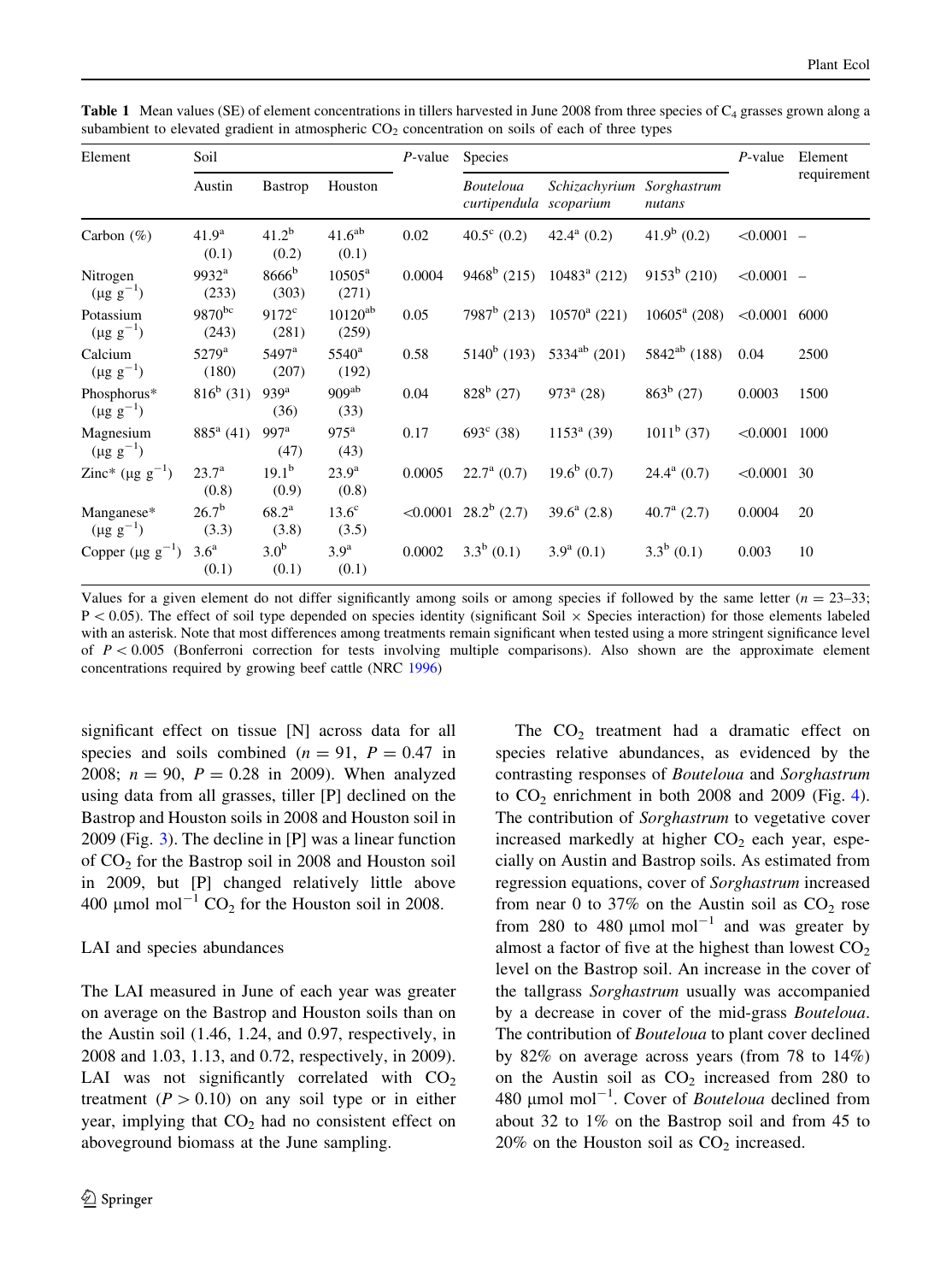**Table 1** Mean values (SE) of element concentrations in tillers harvested in June 2008 from three species of $C_4$ grasses grown along a subambient to elevated gradient in atmospheric $CO_2$ concentration on soils of each of three types

| Element | Soil | | | *P*-value | Species | | | *P*-value | Element requirement |
|---|---|---|---|---|---|---|---|---|---|
| | Austin | Bastrop | Houston | | *Bouteloua curtipendula* | *Schizachyrium scoparium* | *Sorghastrum nutans* | | |
| Carbon (%) | $41.9^{a}$ (0.1) | $41.2^{b}$ (0.2) | $41.6^{ab}$ (0.1) | 0.02 | $40.5^{c}$ (0.2) | $42.4^{a}$ (0.2) | $41.9^{b}$ (0.2) | <0.0001 | – |
| Nitrogen ($\mu g\ g^{-1}$) | $9932^{a}$ (233) | $8666^{b}$ (303) | $10505^{a}$ (271) | 0.0004 | $9468^{b}$ (215) | $10483^{a}$ (212) | $9153^{b}$ (210) | <0.0001 | – |
| Potassium ($\mu g\ g^{-1}$) | $9870^{bc}$ (243) | $9172^{c}$ (281) | $10120^{ab}$ (259) | 0.05 | $7987^{b}$ (213) | $10570^{a}$ (221) | $10605^{a}$ (208) | <0.0001 | 6000 |
| Calcium ($\mu g\ g^{-1}$) | $5279^{a}$ (180) | $5497^{a}$ (207) | $5540^{a}$ (192) | 0.58 | $5140^{b}$ (193) | $5334^{ab}$ (201) | $5842^{ab}$ (188) | 0.04 | 2500 |
| Phosphorus* ($\mu g\ g^{-1}$) | $816^{b}$ (31) | $939^{a}$ (36) | $909^{ab}$ (33) | 0.04 | $828^{b}$ (27) | $973^{a}$ (28) | $863^{b}$ (27) | 0.0003 | 1500 |
| Magnesium ($\mu g\ g^{-1}$) | $885^{a}$ (41) | $997^{a}$ (47) | $975^{a}$ (43) | 0.17 | $693^{c}$ (38) | $1153^{a}$ (39) | $1011^{b}$ (37) | <0.0001 | 1000 |
| Zinc* ($\mu g\ g^{-1}$) | $23.7^{a}$ (0.8) | $19.1^{b}$ (0.9) | $23.9^{a}$ (0.8) | 0.0005 | $22.7^{a}$ (0.7) | $19.6^{b}$ (0.7) | $24.4^{a}$ (0.7) | <0.0001 | 30 |
| Manganese* ($\mu g\ g^{-1}$) | $26.7^{b}$ (3.3) | $68.2^{a}$ (3.8) | $13.6^{c}$ (3.5) | <0.0001 | $28.2^{b}$ (2.7) | $39.6^{a}$ (2.8) | $40.7^{a}$ (2.7) | 0.0004 | 20 |
| Copper ($\mu g\ g^{-1}$) | $3.6^{a}$ (0.1) | $3.0^{b}$ (0.1) | $3.9^{a}$ (0.1) | 0.0002 | $3.3^{b}$ (0.1) | $3.9^{a}$ (0.1) | $3.3^{b}$ (0.1) | 0.003 | 10 |

Values for a given element do not differ significantly among soils or among species if followed by the same letter ($n = 23$–$33$; $P < 0.05$). The effect of soil type depended on species identity (significant Soil × Species interaction) for those elements labeled with an asterisk. Note that most differences among treatments remain significant when tested using a more stringent significance level of $P < 0.005$ (Bonferroni correction for tests involving multiple comparisons). Also shown are the approximate element concentrations required by growing beef cattle (NRC 1996)

significant effect on tissue [N] across data for all species and soils combined ($n = 91$, $P = 0.47$ in 2008; $n = 90$, $P = 0.28$ in 2009). When analyzed using data from all grasses, tiller [P] declined on the Bastrop and Houston soils in 2008 and Houston soil in 2009 (Fig. 3). The decline in [P] was a linear function of $CO_2$ for the Bastrop soil in 2008 and Houston soil in 2009, but [P] changed relatively little above 400 $\mu mol\ mol^{-1}$ $CO_2$ for the Houston soil in 2008.

## LAI and species abundances

The LAI measured in June of each year was greater on average on the Bastrop and Houston soils than on the Austin soil (1.46, 1.24, and 0.97, respectively, in 2008 and 1.03, 1.13, and 0.72, respectively, in 2009). LAI was not significantly correlated with $CO_2$ treatment ($P > 0.10$) on any soil type or in either year, implying that $CO_2$ had no consistent effect on aboveground biomass at the June sampling.

The $CO_2$ treatment had a dramatic effect on species relative abundances, as evidenced by the contrasting responses of *Bouteloua* and *Sorghastrum* to $CO_2$ enrichment in both 2008 and 2009 (Fig. 4). The contribution of *Sorghastrum* to vegetative cover increased markedly at higher $CO_2$ each year, especially on Austin and Bastrop soils. As estimated from regression equations, cover of *Sorghastrum* increased from near 0 to 37% on the Austin soil as $CO_2$ rose from 280 to 480 $\mu mol\ mol^{-1}$ and was greater by almost a factor of five at the highest than lowest $CO_2$ level on the Bastrop soil. An increase in the cover of the tallgrass *Sorghastrum* usually was accompanied by a decrease in cover of the mid-grass *Bouteloua*. The contribution of *Bouteloua* to plant cover declined by 82% on average across years (from 78 to 14%) on the Austin soil as $CO_2$ increased from 280 to 480 $\mu mol\ mol^{-1}$. Cover of *Bouteloua* declined from about 32 to 1% on the Bastrop soil and from 45 to 20% on the Houston soil as $CO_2$ increased.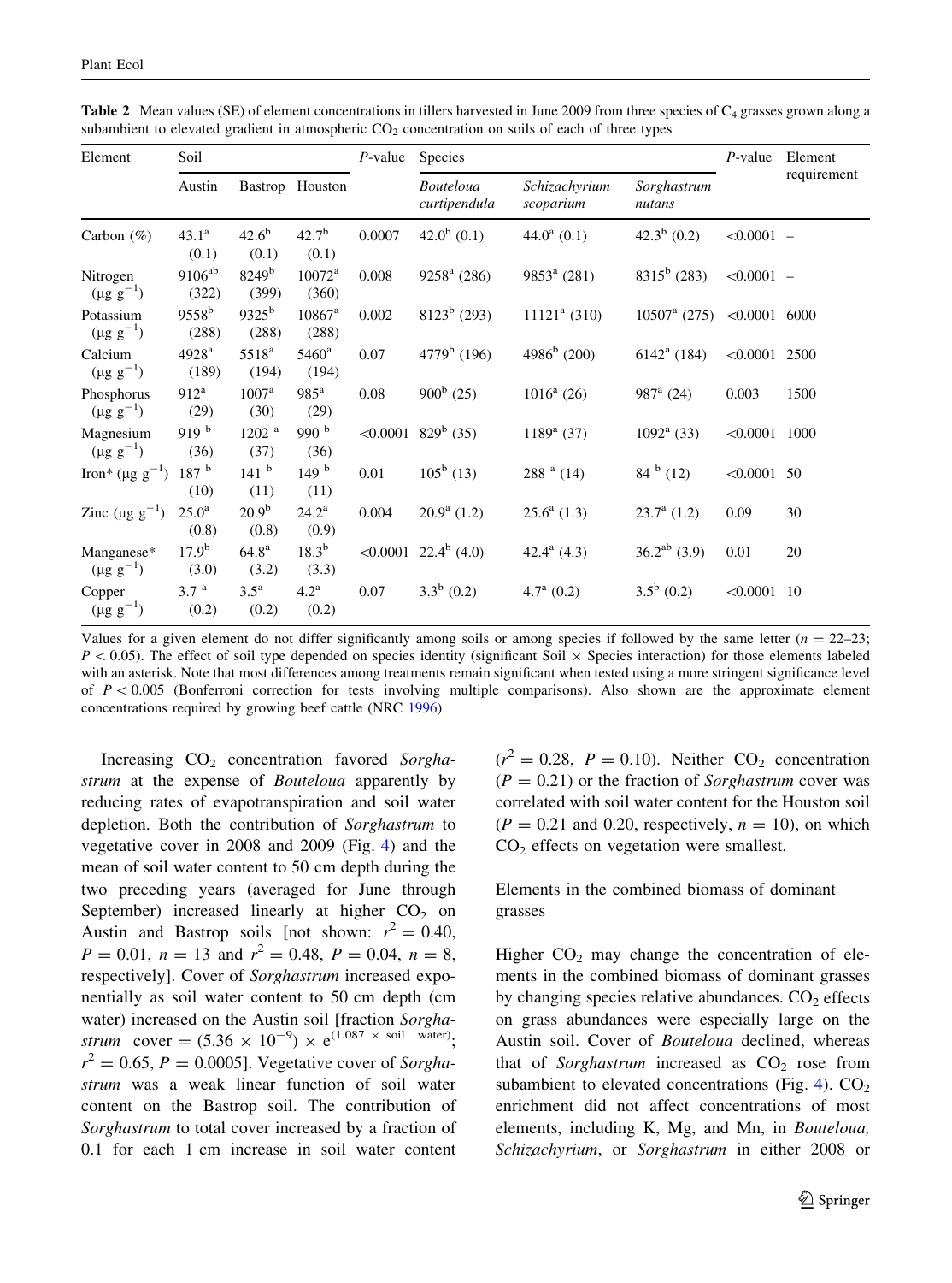**Table 2** Mean values (SE) of element concentrations in tillers harvested in June 2009 from three species of $C_4$ grasses grown along a subambient to elevated gradient in atmospheric $CO_2$ concentration on soils of each of three types

| Element | Soil | | | *P*-value | Species | | | *P*-value | Element requirement |
|---|---|---|---|---|---|---|---|---|---|
| | Austin | Bastrop | Houston | | *Bouteloua curtipendula* | *Schizachyrium scoparium* | *Sorghastrum nutans* | | |
| Carbon (%) | 43.1[a] (0.1) | 42.6[b] (0.1) | 42.7[b] (0.1) | 0.0007 | 42.0[b] (0.1) | 44.0[a] (0.1) | 42.3[b] (0.2) | <0.0001 | – |
| Nitrogen ($\mu g\ g^{-1}$) | 9106[ab] (322) | 8249[b] (399) | 10072[a] (360) | 0.008 | 9258[a] (286) | 9853[a] (281) | 8315[b] (283) | <0.0001 | – |
| Potassium ($\mu g\ g^{-1}$) | 9558[b] (288) | 9325[b] (288) | 10867[a] (288) | 0.002 | 8123[b] (293) | 11121[a] (310) | 10507[a] (275) | <0.0001 | 6000 |
| Calcium ($\mu g\ g^{-1}$) | 4928[a] (189) | 5518[a] (194) | 5460[a] (194) | 0.07 | 4779[b] (196) | 4986[b] (200) | 6142[a] (184) | <0.0001 | 2500 |
| Phosphorus ($\mu g\ g^{-1}$) | 912[a] (29) | 1007[a] (30) | 985[a] (29) | 0.08 | 900[b] (25) | 1016[a] (26) | 987[a] (24) | 0.003 | 1500 |
| Magnesium ($\mu g\ g^{-1}$) | 919[b] (36) | 1202[a] (37) | 990[b] (36) | <0.0001 | 829[b] (35) | 1189[a] (37) | 1092[a] (33) | <0.0001 | 1000 |
| Iron* ($\mu g\ g^{-1}$) | 187[b] (10) | 141[b] (11) | 149[b] (11) | 0.01 | 105[b] (13) | 288[a] (14) | 84[b] (12) | <0.0001 | 50 |
| Zinc ($\mu g\ g^{-1}$) | 25.0[a] (0.8) | 20.9[b] (0.8) | 24.2[a] (0.9) | 0.004 | 20.9[a] (1.2) | 25.6[a] (1.3) | 23.7[a] (1.2) | 0.09 | 30 |
| Manganese* ($\mu g\ g^{-1}$) | 17.9[b] (3.0) | 64.8[a] (3.2) | 18.3[b] (3.3) | <0.0001 | 22.4[b] (4.0) | 42.4[a] (4.3) | 36.2[ab] (3.9) | 0.01 | 20 |
| Copper ($\mu g\ g^{-1}$) | 3.7[a] (0.2) | 3.5[a] (0.2) | 4.2[a] (0.2) | 0.07 | 3.3[b] (0.2) | 4.7[a] (0.2) | 3.5[b] (0.2) | <0.0001 | 10 |

Values for a given element do not differ significantly among soils or among species if followed by the same letter ($n = 22$–$23$; $P < 0.05$). The effect of soil type depended on species identity (significant Soil × Species interaction) for those elements labeled with an asterisk. Note that most differences among treatments remain significant when tested using a more stringent significance level of $P < 0.005$ (Bonferroni correction for tests involving multiple comparisons). Also shown are the approximate element concentrations required by growing beef cattle (NRC 1996)

Increasing $CO_2$ concentration favored *Sorghastrum* at the expense of *Bouteloua* apparently by reducing rates of evapotranspiration and soil water depletion. Both the contribution of *Sorghastrum* to vegetative cover in 2008 and 2009 (Fig. 4) and the mean of soil water content to 50 cm depth during the two preceding years (averaged for June through September) increased linearly at higher $CO_2$ on Austin and Bastrop soils [not shown: $r^2 = 0.40$, $P = 0.01$, $n = 13$ and $r^2 = 0.48$, $P = 0.04$, $n = 8$, respectively]. Cover of *Sorghastrum* increased exponentially as soil water content to 50 cm depth (cm water) increased on the Austin soil [fraction *Sorghastrum* cover $= (5.36 \times 10^{-9}) \times e^{(1.087 \times \text{soil water})}$; $r^2 = 0.65$, $P = 0.0005$]. Vegetative cover of *Sorghastrum* was a weak linear function of soil water content on the Bastrop soil. The contribution of *Sorghastrum* to total cover increased by a fraction of 0.1 for each 1 cm increase in soil water content ($r^2 = 0.28$, $P = 0.10$). Neither $CO_2$ concentration ($P = 0.21$) or the fraction of *Sorghastrum* cover was correlated with soil water content for the Houston soil ($P = 0.21$ and 0.20, respectively, $n = 10$), on which $CO_2$ effects on vegetation were smallest.

## Elements in the combined biomass of dominant grasses

Higher $CO_2$ may change the concentration of elements in the combined biomass of dominant grasses by changing species relative abundances. $CO_2$ effects on grass abundances were especially large on the Austin soil. Cover of *Bouteloua* declined, whereas that of *Sorghastrum* increased as $CO_2$ rose from subambient to elevated concentrations (Fig. 4). $CO_2$ enrichment did not affect concentrations of most elements, including K, Mg, and Mn, in *Bouteloua*, *Schizachyrium*, or *Sorghastrum* in either 2008 or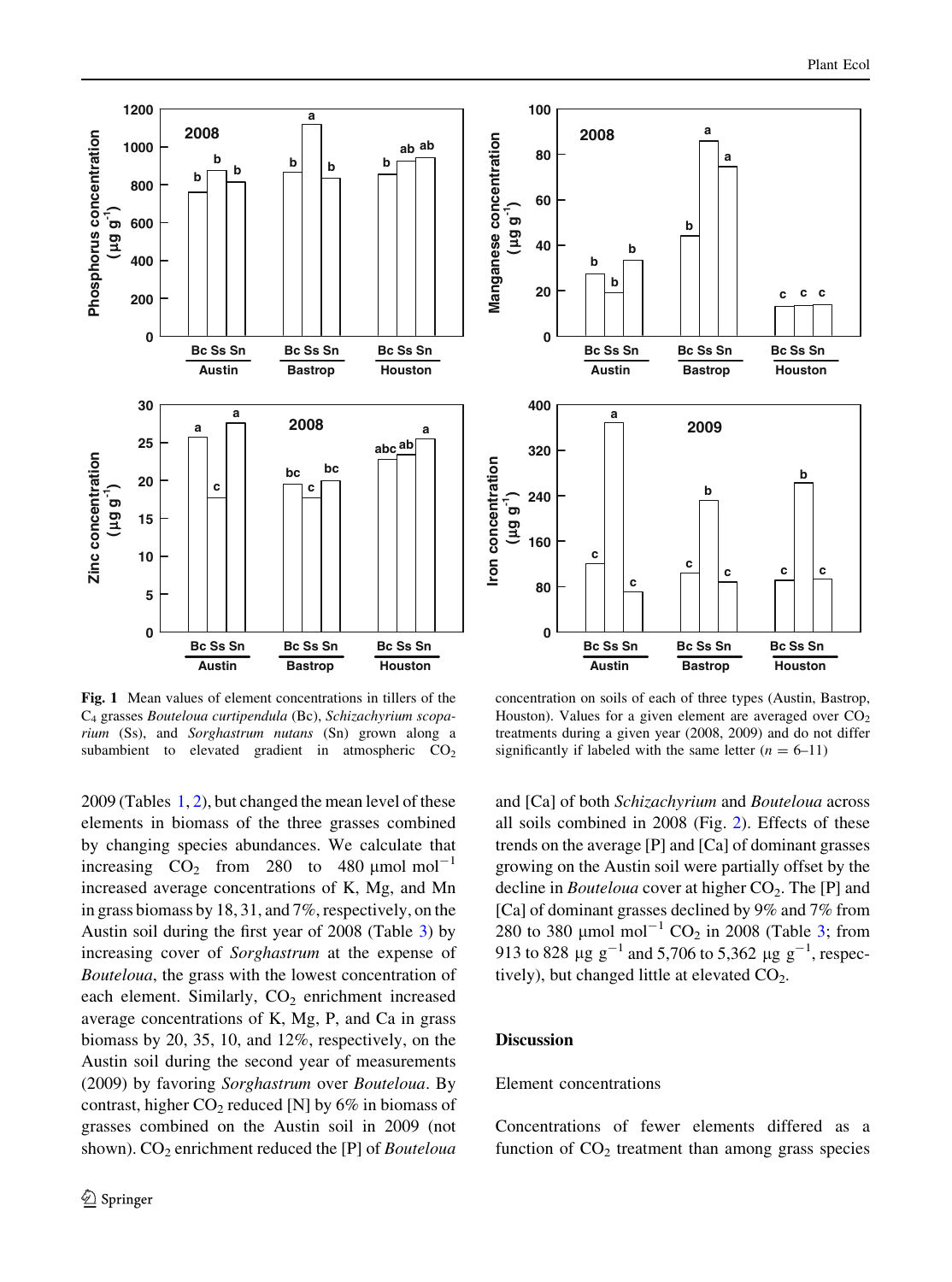Fig. 1 Mean values of element concentrations in tillers of the $C_4$ grasses *Bouteloua curtipendula* (Bc), *Schizachyrium scoparium* (Ss), and *Sorghastrum nutans* (Sn) grown along a subambient to elevated gradient in atmospheric $CO_2$ concentration on soils of each of three types (Austin, Bastrop, Houston). Values for a given element are averaged over $CO_2$ treatments during a given year (2008, 2009) and do not differ significantly if labeled with the same letter ($n = 6$–11)

2009 (Tables 1, 2), but changed the mean level of these elements in biomass of the three grasses combined by changing species abundances. We calculate that increasing $CO_2$ from 280 to 480 μmol $mol^{-1}$ increased average concentrations of K, Mg, and Mn in grass biomass by 18, 31, and 7%, respectively, on the Austin soil during the first year of 2008 (Table 3) by increasing cover of *Sorghastrum* at the expense of *Bouteloua*, the grass with the lowest concentration of each element. Similarly, $CO_2$ enrichment increased average concentrations of K, Mg, P, and Ca in grass biomass by 20, 35, 10, and 12%, respectively, on the Austin soil during the second year of measurements (2009) by favoring *Sorghastrum* over *Bouteloua*. By contrast, higher $CO_2$ reduced [N] by 6% in biomass of grasses combined on the Austin soil in 2009 (not shown). $CO_2$ enrichment reduced the [P] of *Bouteloua* and [Ca] of both *Schizachyrium* and *Bouteloua* across all soils combined in 2008 (Fig. 2). Effects of these trends on the average [P] and [Ca] of dominant grasses growing on the Austin soil were partially offset by the decline in *Bouteloua* cover at higher $CO_2$. The [P] and [Ca] of dominant grasses declined by 9% and 7% from 280 to 380 μmol $mol^{-1}$ $CO_2$ in 2008 (Table 3; from 913 to 828 μg $g^{-1}$ and 5,706 to 5,362 μg $g^{-1}$, respectively), but changed little at elevated $CO_2$.

## Discussion

### Element concentrations

Concentrations of fewer elements differed as a function of $CO_2$ treatment than among grass species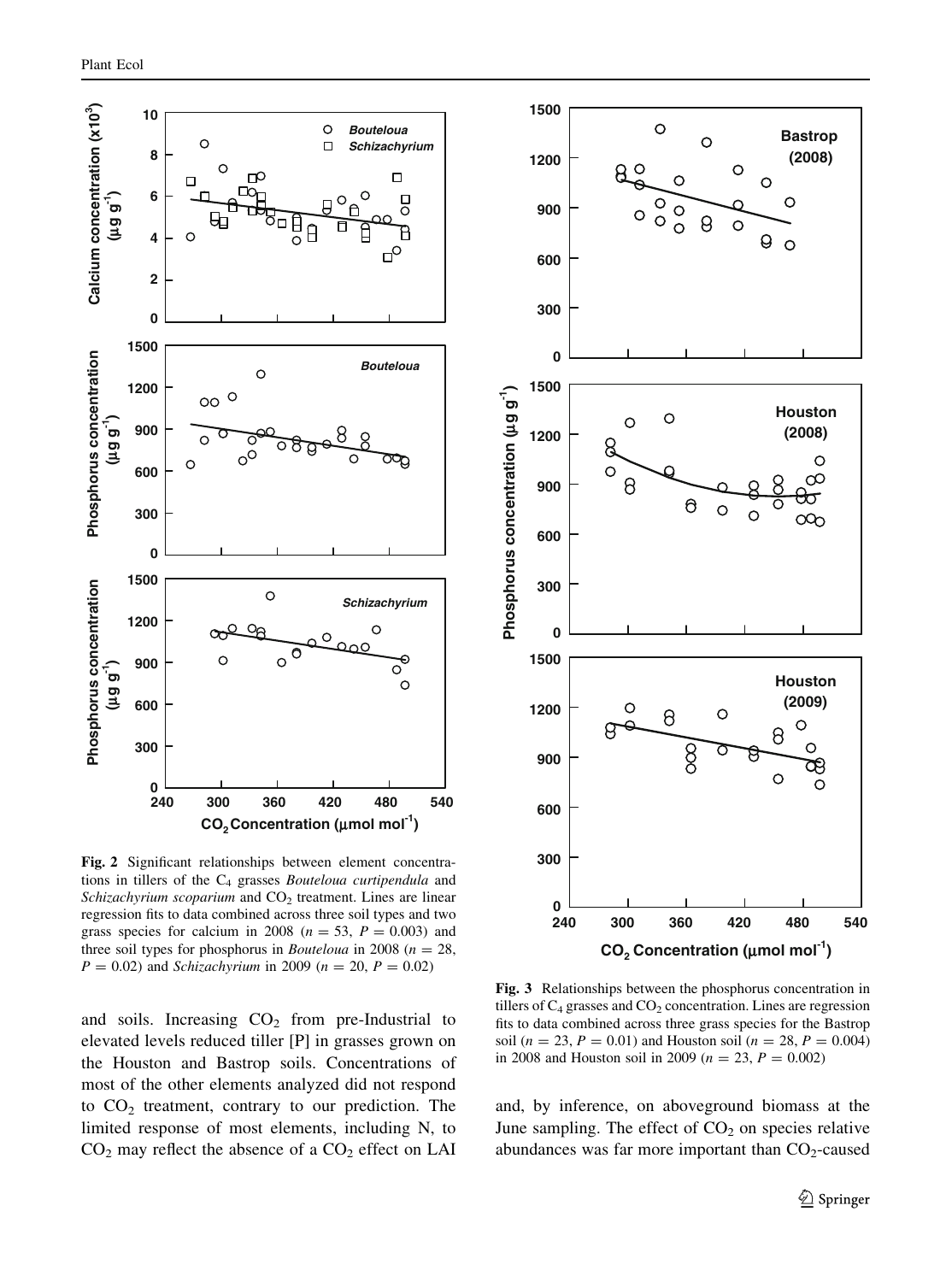Fig. 2 Significant relationships between element concentrations in tillers of the $C_4$ grasses *Bouteloua curtipendula* and *Schizachyrium scoparium* and $CO_2$ treatment. Lines are linear regression fits to data combined across three soil types and two grass species for calcium in 2008 ($n = 53$, $P = 0.003$) and three soil types for phosphorus in *Bouteloua* in 2008 ($n = 28$, $P = 0.02$) and *Schizachyrium* in 2009 ($n = 20$, $P = 0.02$)

Fig. 3 Relationships between the phosphorus concentration in tillers of $C_4$ grasses and $CO_2$ concentration. Lines are regression fits to data combined across three grass species for the Bastrop soil ($n = 23$, $P = 0.01$) and Houston soil ($n = 28$, $P = 0.004$) in 2008 and Houston soil in 2009 ($n = 23$, $P = 0.002$)

and soils. Increasing $CO_2$ from pre-Industrial to elevated levels reduced tiller [P] in grasses grown on the Houston and Bastrop soils. Concentrations of most of the other elements analyzed did not respond to $CO_2$ treatment, contrary to our prediction. The limited response of most elements, including N, to $CO_2$ may reflect the absence of a $CO_2$ effect on LAI and, by inference, on aboveground biomass at the June sampling. The effect of $CO_2$ on species relative abundances was far more important than $CO_2$-caused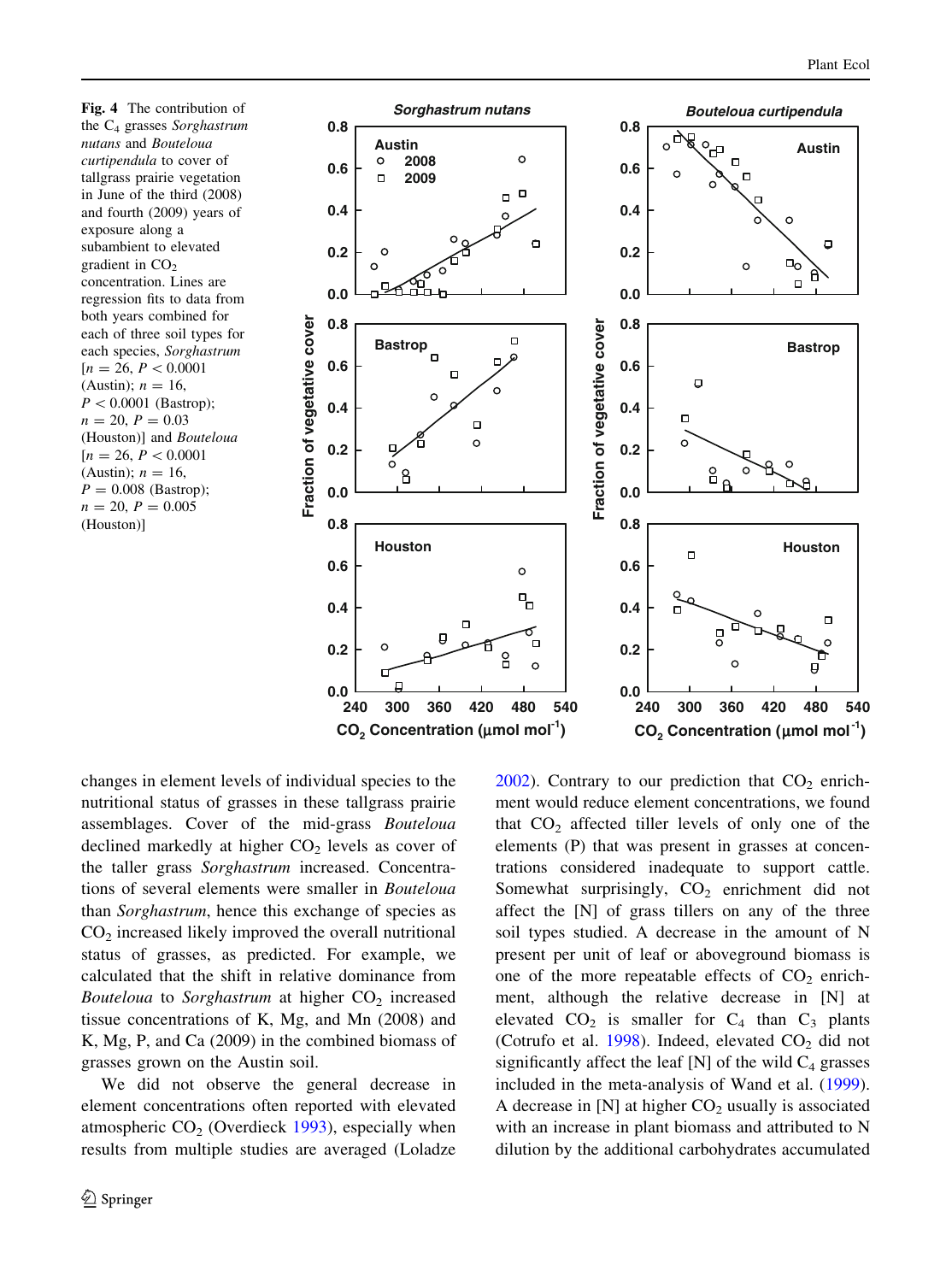**Fig. 4** The contribution of the $C_4$ grasses *Sorghastrum nutans* and *Bouteloua curtipendula* to cover of tallgrass prairie vegetation in June of the third (2008) and fourth (2009) years of exposure along a subambient to elevated gradient in $CO_2$ concentration. Lines are regression fits to data from both years combined for each of three soil types for each species, *Sorghastrum* [$n = 26$, $P < 0.0001$ (Austin); $n = 16$, $P < 0.0001$ (Bastrop); $n = 20$, $P = 0.03$ (Houston)] and *Bouteloua* [$n = 26$, $P < 0.0001$ (Austin); $n = 16$, $P = 0.008$ (Bastrop); $n = 20$, $P = 0.005$ (Houston)]

changes in element levels of individual species to the nutritional status of grasses in these tallgrass prairie assemblages. Cover of the mid-grass *Bouteloua* declined markedly at higher $CO_2$ levels as cover of the taller grass *Sorghastrum* increased. Concentrations of several elements were smaller in *Bouteloua* than *Sorghastrum*, hence this exchange of species as $CO_2$ increased likely improved the overall nutritional status of grasses, as predicted. For example, we calculated that the shift in relative dominance from *Bouteloua* to *Sorghastrum* at higher $CO_2$ increased tissue concentrations of K, Mg, and Mn (2008) and K, Mg, P, and Ca (2009) in the combined biomass of grasses grown on the Austin soil.

We did not observe the general decrease in element concentrations often reported with elevated atmospheric $CO_2$ (Overdieck 1993), especially when results from multiple studies are averaged (Loladze 2002). Contrary to our prediction that $CO_2$ enrichment would reduce element concentrations, we found that $CO_2$ affected tiller levels of only one of the elements (P) that was present in grasses at concentrations considered inadequate to support cattle. Somewhat surprisingly, $CO_2$ enrichment did not affect the [N] of grass tillers on any of the three soil types studied. A decrease in the amount of N present per unit of leaf or aboveground biomass is one of the more repeatable effects of $CO_2$ enrichment, although the relative decrease in [N] at elevated $CO_2$ is smaller for $C_4$ than $C_3$ plants (Cotrufo et al. 1998). Indeed, elevated $CO_2$ did not significantly affect the leaf [N] of the wild $C_4$ grasses included in the meta-analysis of Wand et al. (1999). A decrease in [N] at higher $CO_2$ usually is associated with an increase in plant biomass and attributed to N dilution by the additional carbohydrates accumulated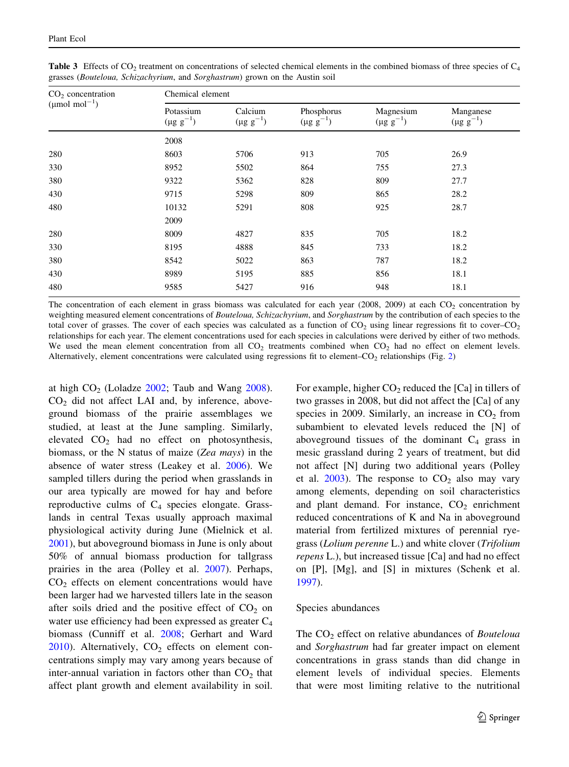**Table 3** Effects of $CO_2$ treatment on concentrations of selected chemical elements in the combined biomass of three species of $C_4$ grasses (*Bouteloua, Schizachyrium*, and *Sorghastrum*) grown on the Austin soil

| $CO_2$ concentration (μmol mol$^{-1}$) | Chemical element | | | | |
|---|---|---|---|---|---|
| | Potassium (μg g$^{-1}$) | Calcium (μg g$^{-1}$) | Phosphorus (μg g$^{-1}$) | Magnesium (μg g$^{-1}$) | Manganese (μg g$^{-1}$) |
| | 2008 | | | | |
| 280 | 8603 | 5706 | 913 | 705 | 26.9 |
| 330 | 8952 | 5502 | 864 | 755 | 27.3 |
| 380 | 9322 | 5362 | 828 | 809 | 27.7 |
| 430 | 9715 | 5298 | 809 | 865 | 28.2 |
| 480 | 10132 | 5291 | 808 | 925 | 28.7 |
| | 2009 | | | | |
| 280 | 8009 | 4827 | 835 | 705 | 18.2 |
| 330 | 8195 | 4888 | 845 | 733 | 18.2 |
| 380 | 8542 | 5022 | 863 | 787 | 18.2 |
| 430 | 8989 | 5195 | 885 | 856 | 18.1 |
| 480 | 9585 | 5427 | 916 | 948 | 18.1 |

The concentration of each element in grass biomass was calculated for each year (2008, 2009) at each $CO_2$ concentration by weighting measured element concentrations of *Bouteloua, Schizachyrium*, and *Sorghastrum* by the contribution of each species to the total cover of grasses. The cover of each species was calculated as a function of $CO_2$ using linear regressions fit to cover–$CO_2$ relationships for each year. The element concentrations used for each species in calculations were derived by either of two methods. We used the mean element concentration from all $CO_2$ treatments combined when $CO_2$ had no effect on element levels. Alternatively, element concentrations were calculated using regressions fit to element–$CO_2$ relationships (Fig. 2)

at high $CO_2$ (Loladze 2002; Taub and Wang 2008). $CO_2$ did not affect LAI and, by inference, aboveground biomass of the prairie assemblages we studied, at least at the June sampling. Similarly, elevated $CO_2$ had no effect on photosynthesis, biomass, or the N status of maize (*Zea mays*) in the absence of water stress (Leakey et al. 2006). We sampled tillers during the period when grasslands in our area typically are mowed for hay and before reproductive culms of $C_4$ species elongate. Grasslands in central Texas usually approach maximal physiological activity during June (Mielnick et al. 2001), but aboveground biomass in June is only about 50% of annual biomass production for tallgrass prairies in the area (Polley et al. 2007). Perhaps, $CO_2$ effects on element concentrations would have been larger had we harvested tillers late in the season after soils dried and the positive effect of $CO_2$ on water use efficiency had been expressed as greater $C_4$ biomass (Cunniff et al. 2008; Gerhart and Ward 2010). Alternatively, $CO_2$ effects on element concentrations simply may vary among years because of inter-annual variation in factors other than $CO_2$ that affect plant growth and element availability in soil. For example, higher $CO_2$ reduced the [Ca] in tillers of two grasses in 2008, but did not affect the [Ca] of any species in 2009. Similarly, an increase in $CO_2$ from subambient to elevated levels reduced the [N] of aboveground tissues of the dominant $C_4$ grass in mesic grassland during 2 years of treatment, but did not affect [N] during two additional years (Polley et al. 2003). The response to $CO_2$ also may vary among elements, depending on soil characteristics and plant demand. For instance, $CO_2$ enrichment reduced concentrations of K and Na in aboveground material from fertilized mixtures of perennial ryegrass (*Lolium perenne* L.) and white clover (*Trifolium repens* L.), but increased tissue [Ca] and had no effect on [P], [Mg], and [S] in mixtures (Schenk et al. 1997).

### Species abundances

The $CO_2$ effect on relative abundances of *Bouteloua* and *Sorghastrum* had far greater impact on element concentrations in grass stands than did change in element levels of individual species. Elements that were most limiting relative to the nutritional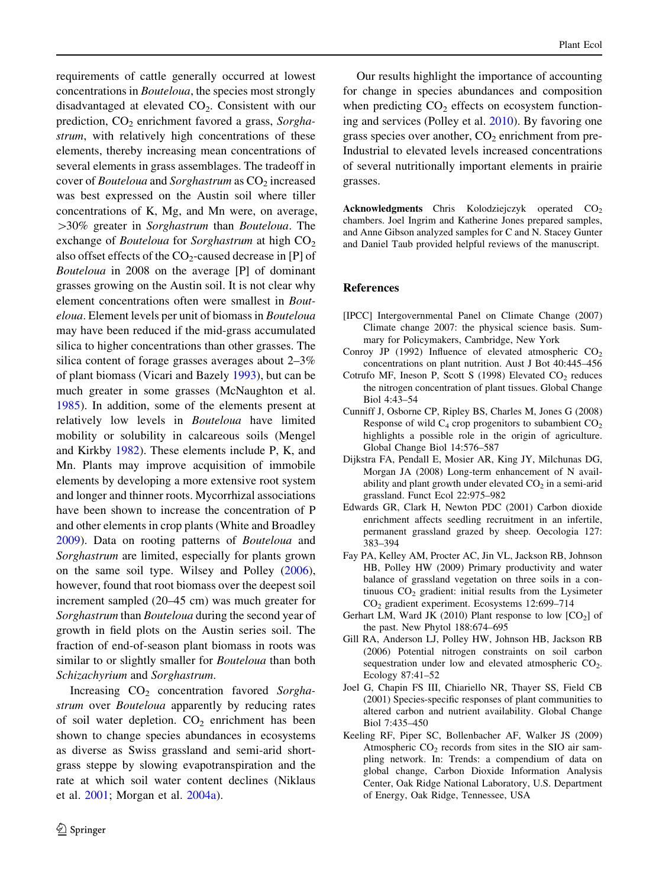requirements of cattle generally occurred at lowest concentrations in *Bouteloua*, the species most strongly disadvantaged at elevated $CO_2$. Consistent with our prediction, $CO_2$ enrichment favored a grass, *Sorghastrum*, with relatively high concentrations of these elements, thereby increasing mean concentrations of several elements in grass assemblages. The tradeoff in cover of *Bouteloua* and *Sorghastrum* as $CO_2$ increased was best expressed on the Austin soil where tiller concentrations of K, Mg, and Mn were, on average, >30% greater in *Sorghastrum* than *Bouteloua*. The exchange of *Bouteloua* for *Sorghastrum* at high $CO_2$ also offset effects of the $CO_2$-caused decrease in [P] of *Bouteloua* in 2008 on the average [P] of dominant grasses growing on the Austin soil. It is not clear why element concentrations often were smallest in *Bouteloua*. Element levels per unit of biomass in *Bouteloua* may have been reduced if the mid-grass accumulated silica to higher concentrations than other grasses. The silica content of forage grasses averages about 2–3% of plant biomass (Vicari and Bazely 1993), but can be much greater in some grasses (McNaughton et al. 1985). In addition, some of the elements present at relatively low levels in *Bouteloua* have limited mobility or solubility in calcareous soils (Mengel and Kirkby 1982). These elements include P, K, and Mn. Plants may improve acquisition of immobile elements by developing a more extensive root system and longer and thinner roots. Mycorrhizal associations have been shown to increase the concentration of P and other elements in crop plants (White and Broadley 2009). Data on rooting patterns of *Bouteloua* and *Sorghastrum* are limited, especially for plants grown on the same soil type. Wilsey and Polley (2006), however, found that root biomass over the deepest soil increment sampled (20–45 cm) was much greater for *Sorghastrum* than *Bouteloua* during the second year of growth in field plots on the Austin series soil. The fraction of end-of-season plant biomass in roots was similar to or slightly smaller for *Bouteloua* than both *Schizachyrium* and *Sorghastrum*.

Increasing $CO_2$ concentration favored *Sorghastrum* over *Bouteloua* apparently by reducing rates of soil water depletion. $CO_2$ enrichment has been shown to change species abundances in ecosystems as diverse as Swiss grassland and semi-arid shortgrass steppe by slowing evapotranspiration and the rate at which soil water content declines (Niklaus et al. 2001; Morgan et al. 2004a).

Our results highlight the importance of accounting for change in species abundances and composition when predicting $CO_2$ effects on ecosystem functioning and services (Polley et al. 2010). By favoring one grass species over another, $CO_2$ enrichment from pre-Industrial to elevated levels increased concentrations of several nutritionally important elements in prairie grasses.

**Acknowledgments** Chris Kolodziejczyk operated $CO_2$ chambers. Joel Ingrim and Katherine Jones prepared samples, and Anne Gibson analyzed samples for C and N. Stacey Gunter and Daniel Taub provided helpful reviews of the manuscript.

## References

[IPCC] Intergovernmental Panel on Climate Change (2007) Climate change 2007: the physical science basis. Summary for Policymakers, Cambridge, New York

Conroy JP (1992) Influence of elevated atmospheric $CO_2$ concentrations on plant nutrition. Aust J Bot 40:445–456

Cotrufo MF, Ineson P, Scott S (1998) Elevated $CO_2$ reduces the nitrogen concentration of plant tissues. Global Change Biol 4:43–54

Cunniff J, Osborne CP, Ripley BS, Charles M, Jones G (2008) Response of wild $C_4$ crop progenitors to subambient $CO_2$ highlights a possible role in the origin of agriculture. Global Change Biol 14:576–587

Dijkstra FA, Pendall E, Mosier AR, King JY, Milchunas DG, Morgan JA (2008) Long-term enhancement of N availability and plant growth under elevated $CO_2$ in a semi-arid grassland. Funct Ecol 22:975–982

Edwards GR, Clark H, Newton PDC (2001) Carbon dioxide enrichment affects seedling recruitment in an infertile, permanent grassland grazed by sheep. Oecologia 127: 383–394

Fay PA, Kelley AM, Procter AC, Jin VL, Jackson RB, Johnson HB, Polley HW (2009) Primary productivity and water balance of grassland vegetation on three soils in a continuous $CO_2$ gradient: initial results from the Lysimeter $CO_2$ gradient experiment. Ecosystems 12:699–714

Gerhart LM, Ward JK (2010) Plant response to low [$CO_2$] of the past. New Phytol 188:674–695

Gill RA, Anderson LJ, Polley HW, Johnson HB, Jackson RB (2006) Potential nitrogen constraints on soil carbon sequestration under low and elevated atmospheric $CO_2$. Ecology 87:41–52

Joel G, Chapin FS III, Chiariello NR, Thayer SS, Field CB (2001) Species-specific responses of plant communities to altered carbon and nutrient availability. Global Change Biol 7:435–450

Keeling RF, Piper SC, Bollenbacher AF, Walker JS (2009) Atmospheric $CO_2$ records from sites in the SIO air sampling network. In: Trends: a compendium of data on global change, Carbon Dioxide Information Analysis Center, Oak Ridge National Laboratory, U.S. Department of Energy, Oak Ridge, Tennessee, USA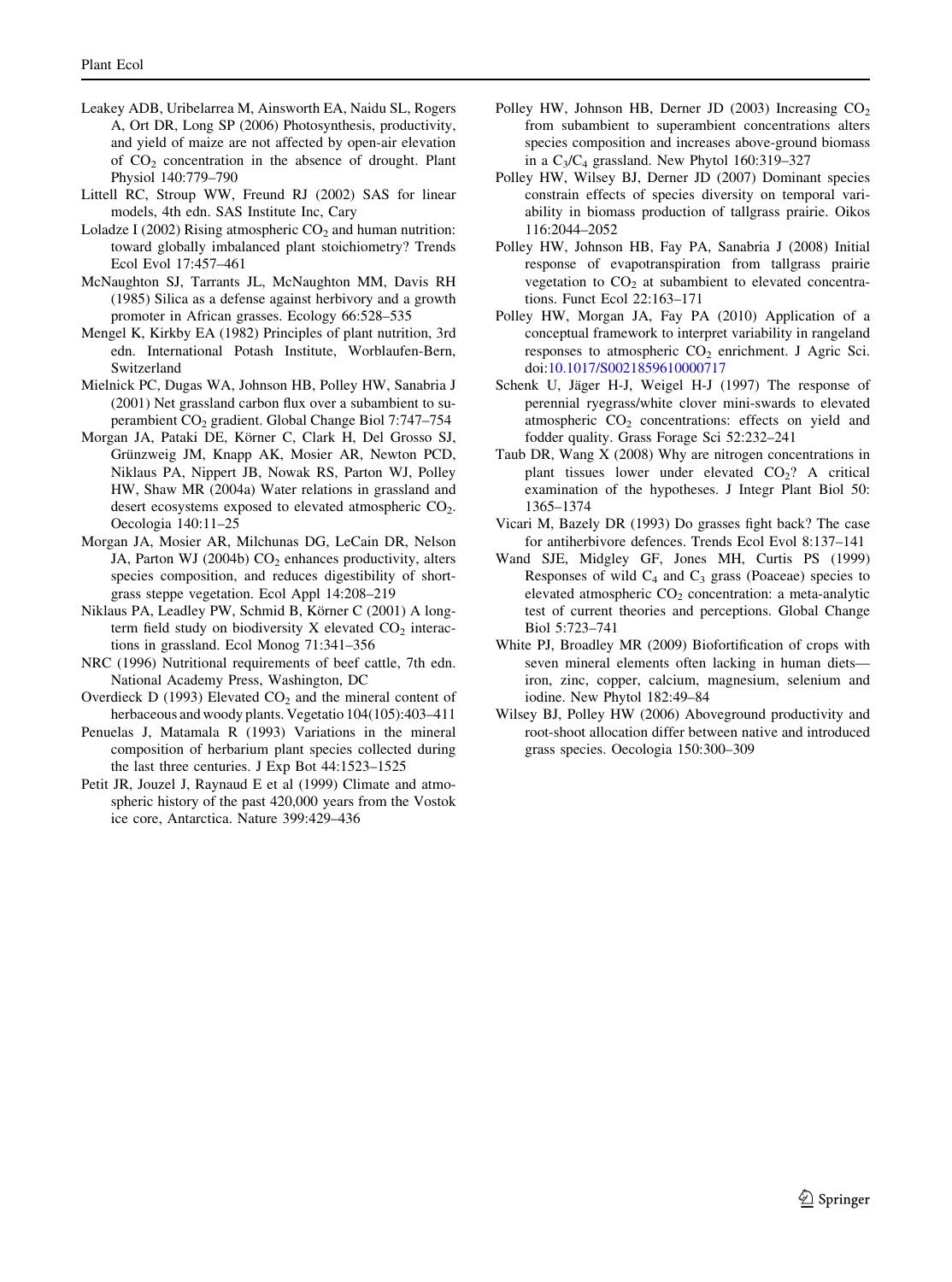Leakey ADB, Uribelarrea M, Ainsworth EA, Naidu SL, Rogers A, Ort DR, Long SP (2006) Photosynthesis, productivity, and yield of maize are not affected by open-air elevation of $CO_2$ concentration in the absence of drought. Plant Physiol 140:779–790

Littell RC, Stroup WW, Freund RJ (2002) SAS for linear models, 4th edn. SAS Institute Inc, Cary

Loladze I (2002) Rising atmospheric $CO_2$ and human nutrition: toward globally imbalanced plant stoichiometry? Trends Ecol Evol 17:457–461

McNaughton SJ, Tarrants JL, McNaughton MM, Davis RH (1985) Silica as a defense against herbivory and a growth promoter in African grasses. Ecology 66:528–535

Mengel K, Kirkby EA (1982) Principles of plant nutrition, 3rd edn. International Potash Institute, Worblaufen-Bern, Switzerland

Mielnick PC, Dugas WA, Johnson HB, Polley HW, Sanabria J (2001) Net grassland carbon flux over a subambient to superambient $CO_2$ gradient. Global Change Biol 7:747–754

Morgan JA, Pataki DE, Körner C, Clark H, Del Grosso SJ, Grünzweig JM, Knapp AK, Mosier AR, Newton PCD, Niklaus PA, Nippert JB, Nowak RS, Parton WJ, Polley HW, Shaw MR (2004a) Water relations in grassland and desert ecosystems exposed to elevated atmospheric $CO_2$. Oecologia 140:11–25

Morgan JA, Mosier AR, Milchunas DG, LeCain DR, Nelson JA, Parton WJ (2004b) $CO_2$ enhances productivity, alters species composition, and reduces digestibility of shortgrass steppe vegetation. Ecol Appl 14:208–219

Niklaus PA, Leadley PW, Schmid B, Körner C (2001) A long-term field study on biodiversity X elevated $CO_2$ interactions in grassland. Ecol Monog 71:341–356

NRC (1996) Nutritional requirements of beef cattle, 7th edn. National Academy Press, Washington, DC

Overdieck D (1993) Elevated $CO_2$ and the mineral content of herbaceous and woody plants. Vegetatio 104(105):403–411

Penuelas J, Matamala R (1993) Variations in the mineral composition of herbarium plant species collected during the last three centuries. J Exp Bot 44:1523–1525

Petit JR, Jouzel J, Raynaud E et al (1999) Climate and atmospheric history of the past 420,000 years from the Vostok ice core, Antarctica. Nature 399:429–436

Polley HW, Johnson HB, Derner JD (2003) Increasing $CO_2$ from subambient to superambient concentrations alters species composition and increases above-ground biomass in a $C_3$/$C_4$ grassland. New Phytol 160:319–327

Polley HW, Wilsey BJ, Derner JD (2007) Dominant species constrain effects of species diversity on temporal variability in biomass production of tallgrass prairie. Oikos 116:2044–2052

Polley HW, Johnson HB, Fay PA, Sanabria J (2008) Initial response of evapotranspiration from tallgrass prairie vegetation to $CO_2$ at subambient to elevated concentrations. Funct Ecol 22:163–171

Polley HW, Morgan JA, Fay PA (2010) Application of a conceptual framework to interpret variability in rangeland responses to atmospheric $CO_2$ enrichment. J Agric Sci. doi:10.1017/S0021859610000717

Schenk U, Jäger H-J, Weigel H-J (1997) The response of perennial ryegrass/white clover mini-swards to elevated atmospheric $CO_2$ concentrations: effects on yield and fodder quality. Grass Forage Sci 52:232–241

Taub DR, Wang X (2008) Why are nitrogen concentrations in plant tissues lower under elevated $CO_2$? A critical examination of the hypotheses. J Integr Plant Biol 50: 1365–1374

Vicari M, Bazely DR (1993) Do grasses fight back? The case for antiherbivore defences. Trends Ecol Evol 8:137–141

Wand SJE, Midgley GF, Jones MH, Curtis PS (1999) Responses of wild $C_4$ and $C_3$ grass (Poaceae) species to elevated atmospheric $CO_2$ concentration: a meta-analytic test of current theories and perceptions. Global Change Biol 5:723–741

White PJ, Broadley MR (2009) Biofortification of crops with seven mineral elements often lacking in human diets—iron, zinc, copper, calcium, magnesium, selenium and iodine. New Phytol 182:49–84

Wilsey BJ, Polley HW (2006) Aboveground productivity and root-shoot allocation differ between native and introduced grass species. Oecologia 150:300–309